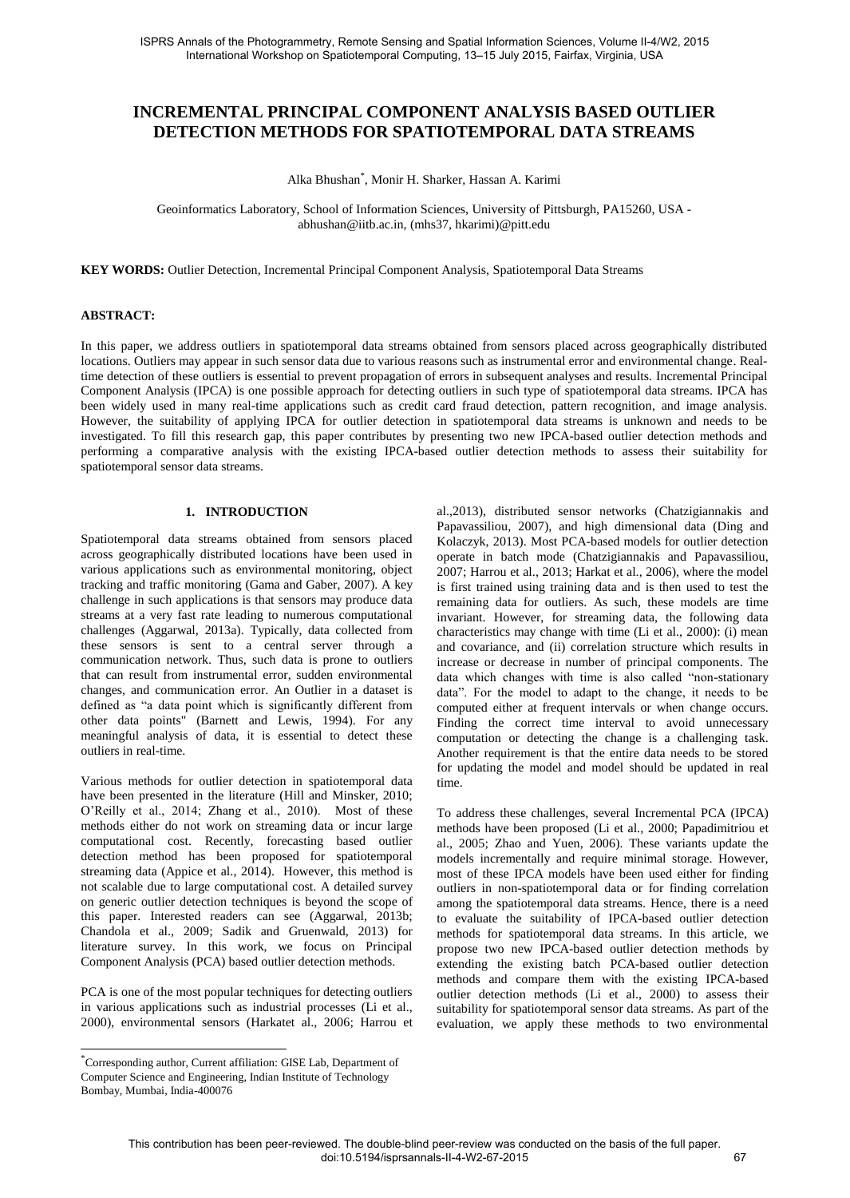# INCREMENTAL PRINCIPAL COMPONENT ANALYSIS BASED OUTLIER DETECTION METHODS FOR SPATIOTEMPORAL DATA STREAMS

Alka Bhushan*, Monir H. Sharker, Hassan A. Karimi

Geoinformatics Laboratory, School of Information Sciences, University of Pittsburgh, PA15260, USA - abhushan@iitb.ac.in, (mhs37, hkarimi)@pitt.edu

**KEY WORDS:** Outlier Detection, Incremental Principal Component Analysis, Spatiotemporal Data Streams

## ABSTRACT:

In this paper, we address outliers in spatiotemporal data streams obtained from sensors placed across geographically distributed locations. Outliers may appear in such sensor data due to various reasons such as instrumental error and environmental change. Real-time detection of these outliers is essential to prevent propagation of errors in subsequent analyses and results. Incremental Principal Component Analysis (IPCA) is one possible approach for detecting outliers in such type of spatiotemporal data streams. IPCA has been widely used in many real-time applications such as credit card fraud detection, pattern recognition, and image analysis. However, the suitability of applying IPCA for outlier detection in spatiotemporal data streams is unknown and needs to be investigated. To fill this research gap, this paper contributes by presenting two new IPCA-based outlier detection methods and performing a comparative analysis with the existing IPCA-based outlier detection methods to assess their suitability for spatiotemporal sensor data streams.

## 1. INTRODUCTION

Spatiotemporal data streams obtained from sensors placed across geographically distributed locations have been used in various applications such as environmental monitoring, object tracking and traffic monitoring (Gama and Gaber, 2007). A key challenge in such applications is that sensors may produce data streams at a very fast rate leading to numerous computational challenges (Aggarwal, 2013a). Typically, data collected from these sensors is sent to a central server through a communication network. Thus, such data is prone to outliers that can result from instrumental error, sudden environmental changes, and communication error. An Outlier in a dataset is defined as "a data point which is significantly different from other data points" (Barnett and Lewis, 1994). For any meaningful analysis of data, it is essential to detect these outliers in real-time.

Various methods for outlier detection in spatiotemporal data have been presented in the literature (Hill and Minsker, 2010; O'Reilly et al., 2014; Zhang et al., 2010). Most of these methods either do not work on streaming data or incur large computational cost. Recently, forecasting based outlier detection method has been proposed for spatiotemporal streaming data (Appice et al., 2014). However, this method is not scalable due to large computational cost. A detailed survey on generic outlier detection techniques is beyond the scope of this paper. Interested readers can see (Aggarwal, 2013b; Chandola et al., 2009; Sadik and Gruenwald, 2013) for literature survey. In this work, we focus on Principal Component Analysis (PCA) based outlier detection methods.

PCA is one of the most popular techniques for detecting outliers in various applications such as industrial processes (Li et al., 2000), environmental sensors (Harkatet al., 2006; Harrou et al.,2013), distributed sensor networks (Chatzigiannakis and Papavassiliou, 2007), and high dimensional data (Ding and Kolaczyk, 2013). Most PCA-based models for outlier detection operate in batch mode (Chatzigiannakis and Papavassiliou, 2007; Harrou et al., 2013; Harkat et al., 2006), where the model is first trained using training data and is then used to test the remaining data for outliers. As such, these models are time invariant. However, for streaming data, the following data characteristics may change with time (Li et al., 2000): (i) mean and covariance, and (ii) correlation structure which results in increase or decrease in number of principal components. The data which changes with time is also called "non-stationary data". For the model to adapt to the change, it needs to be computed either at frequent intervals or when change occurs. Finding the correct time interval to avoid unnecessary computation or detecting the change is a challenging task. Another requirement is that the entire data needs to be stored for updating the model and model should be updated in real time.

To address these challenges, several Incremental PCA (IPCA) methods have been proposed (Li et al., 2000; Papadimitriou et al., 2005; Zhao and Yuen, 2006). These variants update the models incrementally and require minimal storage. However, most of these IPCA models have been used either for finding outliers in non-spatiotemporal data or for finding correlation among the spatiotemporal data streams. Hence, there is a need to evaluate the suitability of IPCA-based outlier detection methods for spatiotemporal data streams. In this article, we propose two new IPCA-based outlier detection methods by extending the existing batch PCA-based outlier detection methods and compare them with the existing IPCA-based outlier detection methods (Li et al., 2000) to assess their suitability for spatiotemporal sensor data streams. As part of the evaluation, we apply these methods to two environmental

*Corresponding author, Current affiliation: GISE Lab, Department of Computer Science and Engineering, Indian Institute of Technology Bombay, Mumbai, India-400076

This contribution has been peer-reviewed. The double-blind peer-review was conducted on the basis of the full paper.
doi:10.5194/isprsannals-II-4-W2-67-2015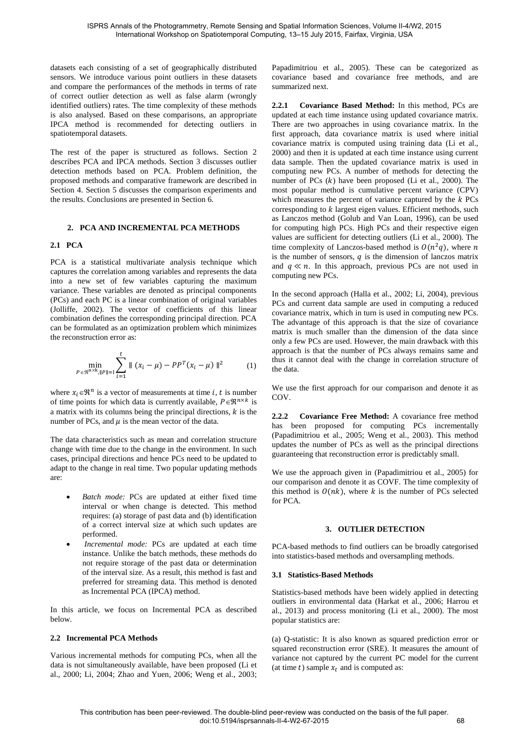datasets each consisting of a set of geographically distributed sensors. We introduce various point outliers in these datasets and compare the performances of the methods in terms of rate of correct outlier detection as well as false alarm (wrongly identified outliers) rates. The time complexity of these methods is also analysed. Based on these comparisons, an appropriate IPCA method is recommended for detecting outliers in spatiotemporal datasets.

The rest of the paper is structured as follows. Section 2 describes PCA and IPCA methods. Section 3 discusses outlier detection methods based on PCA. Problem definition, the proposed methods and comparative framework are described in Section 4. Section 5 discusses the comparison experiments and the results. Conclusions are presented in Section 6.

## 2. PCA AND INCREMENTAL PCA METHODS

### 2.1 PCA

PCA is a statistical multivariate analysis technique which captures the correlation among variables and represents the data into a new set of few variables capturing the maximum variance. These variables are denoted as principal components (PCs) and each PC is a linear combination of original variables (Jolliffe, 2002). The vector of coefficients of this linear combination defines the corresponding principal direction. PCA can be formulated as an optimization problem which minimizes the reconstruction error as:

$$\min_{P \in \Re^{n\times k}, \|P\|=1} \sum_{i=1}^{t} \| (x_i - \mu) - PP^T(x_i - \mu) \|^2 \qquad (1)$$

where $x_i \in \Re^n$ is a vector of measurements at time $i$, $t$ is number of time points for which data is currently available, $P \in \Re^{n\times k}$ is a matrix with its columns being the principal directions, $k$ is the number of PCs, and $\mu$ is the mean vector of the data.

The data characteristics such as mean and correlation structure change with time due to the change in the environment. In such cases, principal directions and hence PCs need to be updated to adapt to the change in real time. Two popular updating methods are:

- *Batch mode:* PCs are updated at either fixed time interval or when change is detected. This method requires: (a) storage of past data and (b) identification of a correct interval size at which such updates are performed.
- *Incremental mode:* PCs are updated at each time instance. Unlike the batch methods, these methods do not require storage of the past data or determination of the interval size. As a result, this method is fast and preferred for streaming data. This method is denoted as Incremental PCA (IPCA) method.

In this article, we focus on Incremental PCA as described below.

### 2.2 Incremental PCA Methods

Various incremental methods for computing PCs, when all the data is not simultaneously available, have been proposed (Li et al., 2000; Li, 2004; Zhao and Yuen, 2006; Weng et al., 2003; Papadimitriou et al., 2005). These can be categorized as covariance based and covariance free methods, and are summarized next.

**2.2.1 Covariance Based Method:** In this method, PCs are updated at each time instance using updated covariance matrix. There are two approaches in using covariance matrix. In the first approach, data covariance matrix is used where initial covariance matrix is computed using training data (Li et al., 2000) and then it is updated at each time instance using current data sample. Then the updated covariance matrix is used in computing new PCs. A number of methods for detecting the number of PCs ($k$) have been proposed (Li et al., 2000). The most popular method is cumulative percent variance (CPV) which measures the percent of variance captured by the $k$ PCs corresponding to $k$ largest eigen values. Efficient methods, such as Lanczos method (Golub and Van Loan, 1996), can be used for computing high PCs. High PCs and their respective eigen values are sufficient for detecting outliers (Li et al., 2000). The time complexity of Lanczos-based method is $O(n^2q)$, where $n$ is the number of sensors, $q$ is the dimension of lanczos matrix and $q \ll n$. In this approach, previous PCs are not used in computing new PCs.

In the second approach (Halla et al., 2002; Li, 2004), previous PCs and current data sample are used in computing a reduced covariance matrix, which in turn is used in computing new PCs. The advantage of this approach is that the size of covariance matrix is much smaller than the dimension of the data since only a few PCs are used. However, the main drawback with this approach is that the number of PCs always remains same and thus it cannot deal with the change in correlation structure of the data.

We use the first approach for our comparison and denote it as COV.

**2.2.2 Covariance Free Method:** A covariance free method has been proposed for computing PCs incrementally (Papadimitriou et al., 2005; Weng et al., 2003). This method updates the number of PCs as well as the principal directions guaranteeing that reconstruction error is predictably small.

We use the approach given in (Papadimitriou et al., 2005) for our comparison and denote it as COVF. The time complexity of this method is $O(nk)$, where $k$ is the number of PCs selected for PCA.

## 3. OUTLIER DETECTION

PCA-based methods to find outliers can be broadly categorised into statistics-based methods and oversampling methods.

### 3.1 Statistics-Based Methods

Statistics-based methods have been widely applied in detecting outliers in environmental data (Harkat et al., 2006; Harrou et al., 2013) and process monitoring (Li et al., 2000). The most popular statistics are:

(a) Q-statistic: It is also known as squared prediction error or squared reconstruction error (SRE). It measures the amount of variance not captured by the current PC model for the current (at time $t$) sample $x_t$ and is computed as: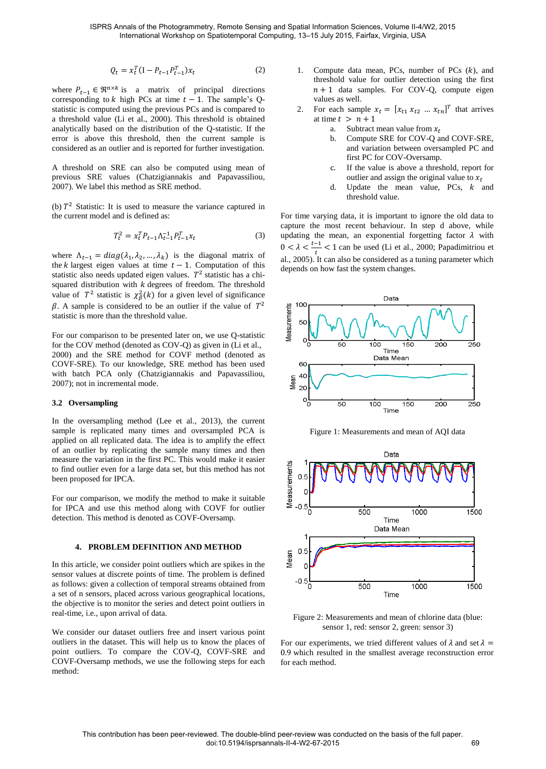$$Q_t = x_t^T(\mathrm{I} - P_{t-1}P_{t-1}^T)x_t \tag{2}$$

where $P_{t-1} \in \Re^{n\times k}$ is a matrix of principal directions corresponding to $k$ high PCs at time $t-1$. The sample's Q-statistic is computed using the previous PCs and is compared to a threshold value (Li et al., 2000). This threshold is obtained analytically based on the distribution of the Q-statistic. If the error is above this threshold, then the current sample is considered as an outlier and is reported for further investigation.

A threshold on SRE can also be computed using mean of previous SRE values (Chatzigiannakis and Papavassiliou, 2007). We label this method as SRE method.

(b) $T^2$ Statistic: It is used to measure the variance captured in the current model and is defined as:

$$T_t^2 = x_t^T P_{t-1}\Lambda_{t-1}^{-1}P_{t-1}^T x_t \tag{3}$$

where $\Lambda_{t-1} = diag(\lambda_1, \lambda_2, \ldots, \lambda_k)$ is the diagonal matrix of the $k$ largest eigen values at time $t-1$. Computation of this statistic also needs updated eigen values. $T^2$ statistic has a chi-squared distribution with $k$ degrees of freedom. The threshold value of $T^2$ statistic is $\chi^2_\beta(k)$ for a given level of significance $\beta$. A sample is considered to be an outlier if the value of $T^2$ statistic is more than the threshold value.

For our comparison to be presented later on, we use Q-statistic for the COV method (denoted as COV-Q) as given in (Li et al., 2000) and the SRE method for COVF method (denoted as COVF-SRE). To our knowledge, SRE method has been used with batch PCA only (Chatzigiannakis and Papavassiliou, 2007); not in incremental mode.

### 3.2 Oversampling

In the oversampling method (Lee et al., 2013), the current sample is replicated many times and oversampled PCA is applied on all replicated data. The idea is to amplify the effect of an outlier by replicating the sample many times and then measure the variation in the first PC. This would make it easier to find outlier even for a large data set, but this method has not been proposed for IPCA.

For our comparison, we modify the method to make it suitable for IPCA and use this method along with COVF for outlier detection. This method is denoted as COVF-Oversamp.

## 4. PROBLEM DEFINITION AND METHOD

In this article, we consider point outliers which are spikes in the sensor values at discrete points of time. The problem is defined as follows: given a collection of temporal streams obtained from a set of n sensors, placed across various geographical locations, the objective is to monitor the series and detect point outliers in real-time, i.e., upon arrival of data.

We consider our dataset outliers free and insert various point outliers in the dataset. This will help us to know the places of point outliers. To compare the COV-Q, COVF-SRE and COVF-Oversamp methods, we use the following steps for each method:

1. Compute data mean, PCs, number of PCs ($k$), and threshold value for outlier detection using the first $n+1$ data samples. For COV-Q, compute eigen values as well.
2. For each sample $x_t = [x_{t1}\ x_{t2}\ \ldots\ x_{tn}]^T$ that arrives at time $t > n+1$
   a. Subtract mean value from $x_t$
   b. Compute SRE for COV-Q and COVF-SRE, and variation between oversampled PC and first PC for COV-Oversamp.
   c. If the value is above a threshold, report for outlier and assign the original value to $x_t$
   d. Update the mean value, PCs, $k$ and threshold value.

For time varying data, it is important to ignore the old data to capture the most recent behaviour. In step d above, while updating the mean, an exponential forgetting factor $\lambda$ with $0 < \lambda < \frac{t-1}{t} < 1$ can be used (Li et al., 2000; Papadimitriou et al., 2005). It can also be considered as a tuning parameter which depends on how fast the system changes.

Figure 1: Measurements and mean of AQI data

Figure 2: Measurements and mean of chlorine data (blue: sensor 1, red: sensor 2, green: sensor 3)

For our experiments, we tried different values of $\lambda$ and set $\lambda = 0.9$ which resulted in the smallest average reconstruction error for each method.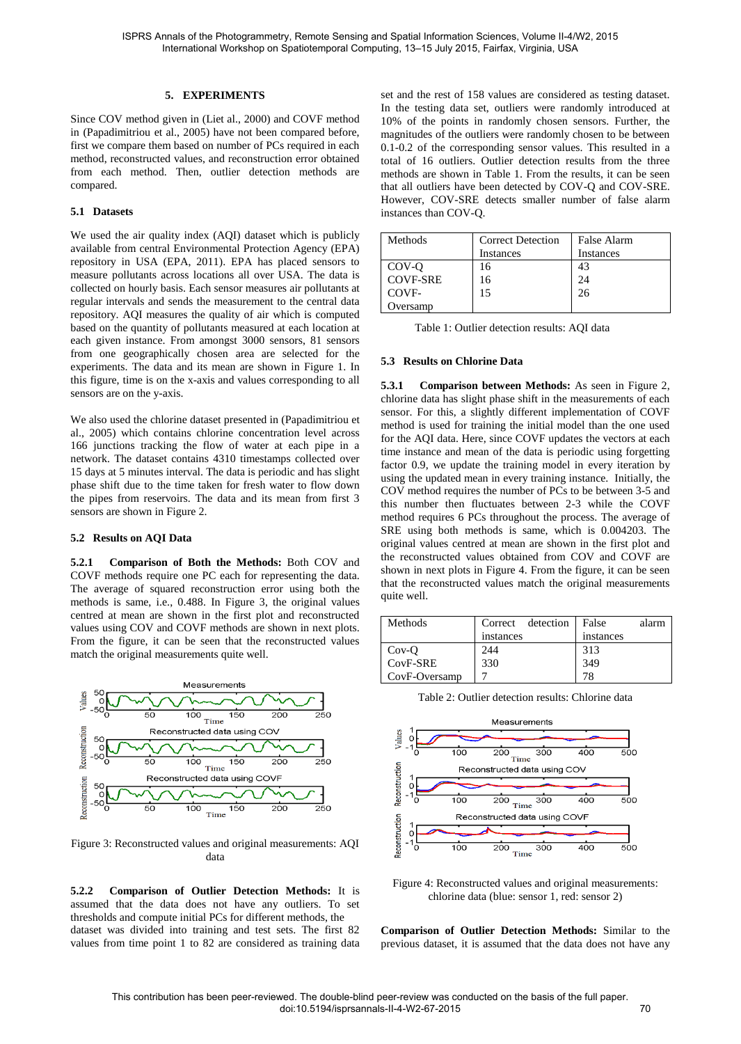## 5. EXPERIMENTS

Since COV method given in (Liet al., 2000) and COVF method in (Papadimitriou et al., 2005) have not been compared before, first we compare them based on number of PCs required in each method, reconstructed values, and reconstruction error obtained from each method. Then, outlier detection methods are compared.

### 5.1 Datasets

We used the air quality index (AQI) dataset which is publicly available from central Environmental Protection Agency (EPA) repository in USA (EPA, 2011). EPA has placed sensors to measure pollutants across locations all over USA. The data is collected on hourly basis. Each sensor measures air pollutants at regular intervals and sends the measurement to the central data repository. AQI measures the quality of air which is computed based on the quantity of pollutants measured at each location at each given instance. From amongst 3000 sensors, 81 sensors from one geographically chosen area are selected for the experiments. The data and its mean are shown in Figure 1. In this figure, time is on the x-axis and values corresponding to all sensors are on the y-axis.

We also used the chlorine dataset presented in (Papadimitriou et al., 2005) which contains chlorine concentration level across 166 junctions tracking the flow of water at each pipe in a network. The dataset contains 4310 timestamps collected over 15 days at 5 minutes interval. The data is periodic and has slight phase shift due to the time taken for fresh water to flow down the pipes from reservoirs. The data and its mean from first 3 sensors are shown in Figure 2.

### 5.2 Results on AQI Data

**5.2.1 Comparison of Both the Methods:** Both COV and COVF methods require one PC each for representing the data. The average of squared reconstruction error using both the methods is same, i.e., 0.488. In Figure 3, the original values centred at mean are shown in the first plot and reconstructed values using COV and COVF methods are shown in next plots. From the figure, it can be seen that the reconstructed values match the original measurements quite well.

Figure 3: Reconstructed values and original measurements: AQI data

**5.2.2 Comparison of Outlier Detection Methods:** It is assumed that the data does not have any outliers. To set thresholds and compute initial PCs for different methods, the dataset was divided into training and test sets. The first 82 values from time point 1 to 82 are considered as training data set and the rest of 158 values are considered as testing dataset. In the testing data set, outliers were randomly introduced at 10% of the points in randomly chosen sensors. Further, the magnitudes of the outliers were randomly chosen to be between 0.1-0.2 of the corresponding sensor values. This resulted in a total of 16 outliers. Outlier detection results from the three methods are shown in Table 1. From the results, it can be seen that all outliers have been detected by COV-Q and COV-SRE. However, COV-SRE detects smaller number of false alarm instances than COV-Q.

| Methods | Correct Detection Instances | False Alarm Instances |
|---|---|---|
| COV-Q | 16 | 43 |
| COVF-SRE | 16 | 24 |
| COVF-Oversamp | 15 | 26 |

Table 1: Outlier detection results: AQI data

### 5.3 Results on Chlorine Data

**5.3.1 Comparison between Methods:** As seen in Figure 2, chlorine data has slight phase shift in the measurements of each sensor. For this, a slightly different implementation of COVF method is used for training the initial model than the one used for the AQI data. Here, since COVF updates the vectors at each time instance and mean of the data is periodic using forgetting factor 0.9, we update the training model in every iteration by using the updated mean in every training instance. Initially, the COV method requires the number of PCs to be between 3-5 and this number then fluctuates between 2-3 while the COVF method requires 6 PCs throughout the process. The average of SRE using both methods is same, which is 0.004203. The original values centred at mean are shown in the first plot and the reconstructed values obtained from COV and COVF are shown in next plots in Figure 4. From the figure, it can be seen that the reconstructed values match the original measurements quite well.

| Methods | Correct detection instances | False alarm instances |
|---|---|---|
| Cov-Q | 244 | 313 |
| CovF-SRE | 330 | 349 |
| CovF-Oversamp | 7 | 78 |

Table 2: Outlier detection results: Chlorine data

Figure 4: Reconstructed values and original measurements: chlorine data (blue: sensor 1, red: sensor 2)

**Comparison of Outlier Detection Methods:** Similar to the previous dataset, it is assumed that the data does not have any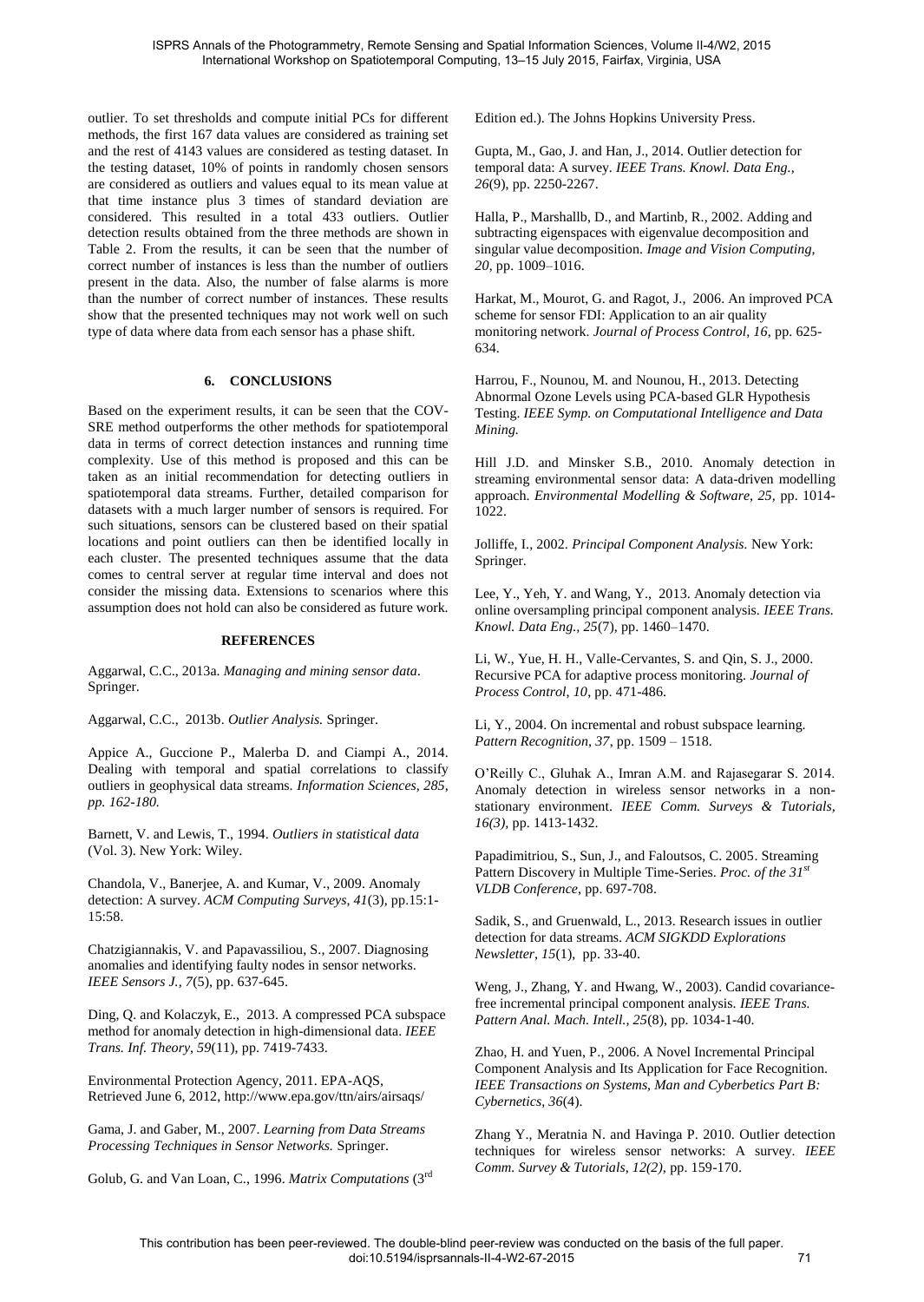outlier. To set thresholds and compute initial PCs for different methods, the first 167 data values are considered as training set and the rest of 4143 values are considered as testing dataset. In the testing dataset, 10% of points in randomly chosen sensors are considered as outliers and values equal to its mean value at that time instance plus 3 times of standard deviation are considered. This resulted in a total 433 outliers. Outlier detection results obtained from the three methods are shown in Table 2. From the results, it can be seen that the number of correct number of instances is less than the number of outliers present in the data. Also, the number of false alarms is more than the number of correct number of instances. These results show that the presented techniques may not work well on such type of data where data from each sensor has a phase shift.

## 6. CONCLUSIONS

Based on the experiment results, it can be seen that the COV-SRE method outperforms the other methods for spatiotemporal data in terms of correct detection instances and running time complexity. Use of this method is proposed and this can be taken as an initial recommendation for detecting outliers in spatiotemporal data streams. Further, detailed comparison for datasets with a much larger number of sensors is required. For such situations, sensors can be clustered based on their spatial locations and point outliers can then be identified locally in each cluster. The presented techniques assume that the data comes to central server at regular time interval and does not consider the missing data. Extensions to scenarios where this assumption does not hold can also be considered as future work.

## REFERENCES

Aggarwal, C.C., 2013a. *Managing and mining sensor data*. Springer.

Aggarwal, C.C., 2013b. *Outlier Analysis.* Springer.

Appice A., Guccione P., Malerba D. and Ciampi A., 2014. Dealing with temporal and spatial correlations to classify outliers in geophysical data streams. *Information Sciences, 285, pp. 162-180.*

Barnett, V. and Lewis, T., 1994. *Outliers in statistical data* (Vol. 3). New York: Wiley.

Chandola, V., Banerjee, A. and Kumar, V., 2009. Anomaly detection: A survey. *ACM Computing Surveys, 41*(3), pp.15:1-15:58.

Chatzigiannakis, V. and Papavassiliou, S., 2007. Diagnosing anomalies and identifying faulty nodes in sensor networks. *IEEE Sensors J., 7*(5), pp. 637-645.

Ding, Q. and Kolaczyk, E., 2013. A compressed PCA subspace method for anomaly detection in high-dimensional data. *IEEE Trans. Inf. Theory, 59*(11), pp. 7419-7433.

Environmental Protection Agency, 2011. EPA-AQS, Retrieved June 6, 2012, http://www.epa.gov/ttn/airs/airsaqs/

Gama, J. and Gaber, M., 2007. *Learning from Data Streams Processing Techniques in Sensor Networks.* Springer.

Golub, G. and Van Loan, C., 1996. *Matrix Computations* (3rd Edition ed.). The Johns Hopkins University Press.

Gupta, M., Gao, J. and Han, J., 2014. Outlier detection for temporal data: A survey. *IEEE Trans. Knowl. Data Eng., 26*(9), pp. 2250-2267.

Halla, P., Marshallb, D., and Martinb, R., 2002. Adding and subtracting eigenspaces with eigenvalue decomposition and singular value decomposition. *Image and Vision Computing, 20*, pp. 1009–1016.

Harkat, M., Mourot, G. and Ragot, J., 2006. An improved PCA scheme for sensor FDI: Application to an air quality monitoring network. *Journal of Process Control, 16*, pp. 625-634.

Harrou, F., Nounou, M. and Nounou, H., 2013. Detecting Abnormal Ozone Levels using PCA-based GLR Hypothesis Testing. *IEEE Symp. on Computational Intelligence and Data Mining.*

Hill J.D. and Minsker S.B., 2010. Anomaly detection in streaming environmental sensor data: A data-driven modelling approach. *Environmental Modelling & Software, 25,* pp. 1014-1022.

Jolliffe, I., 2002. *Principal Component Analysis.* New York: Springer.

Lee, Y., Yeh, Y. and Wang, Y., 2013. Anomaly detection via online oversampling principal component analysis. *IEEE Trans. Knowl. Data Eng., 25*(7), pp. 1460–1470.

Li, W., Yue, H. H., Valle-Cervantes, S. and Qin, S. J., 2000. Recursive PCA for adaptive process monitoring. *Journal of Process Control, 10*, pp. 471-486.

Li, Y., 2004. On incremental and robust subspace learning. *Pattern Recognition, 37*, pp. 1509 – 1518.

O'Reilly C., Gluhak A., Imran A.M. and Rajasegarar S. 2014. Anomaly detection in wireless sensor networks in a non-stationary environment. *IEEE Comm. Surveys & Tutorials, 16(3)*, pp. 1413-1432.

Papadimitriou, S., Sun, J., and Faloutsos, C. 2005. Streaming Pattern Discovery in Multiple Time-Series. *Proc. of the 31st VLDB Conference*, pp. 697-708.

Sadik, S., and Gruenwald, L., 2013. Research issues in outlier detection for data streams. *ACM SIGKDD Explorations Newsletter, 15*(1), pp. 33-40.

Weng, J., Zhang, Y. and Hwang, W., 2003). Candid covariance-free incremental principal component analysis. *IEEE Trans. Pattern Anal. Mach. Intell., 25*(8), pp. 1034-1-40.

Zhao, H. and Yuen, P., 2006. A Novel Incremental Principal Component Analysis and Its Application for Face Recognition. *IEEE Transactions on Systems, Man and Cyberbetics Part B: Cybernetics, 36*(4).

Zhang Y., Meratnia N. and Havinga P. 2010. Outlier detection techniques for wireless sensor networks: A survey. *IEEE Comm. Survey & Tutorials, 12(2)*, pp. 159-170.